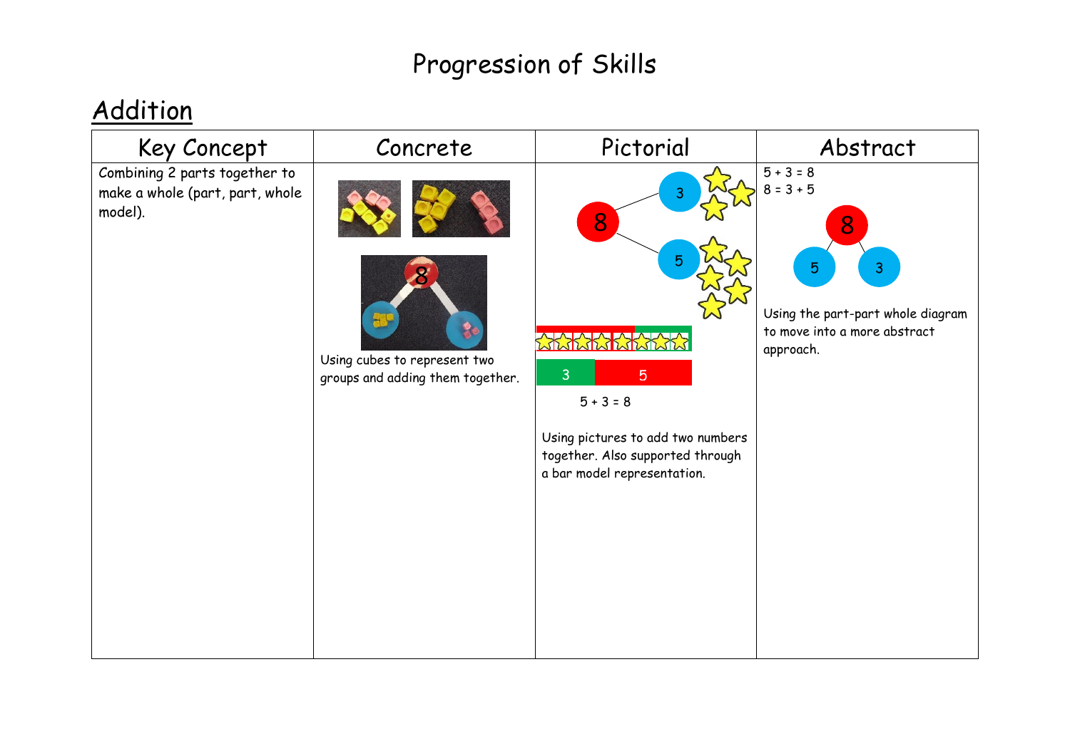# Progression of Skills

## Addition

| Key Concept | Concrete | Pictorial | Abstract |
| --- | --- | --- | --- |
| Combining 2 parts together to make a whole (part, part, whole model). | Using cubes to represent two groups and adding them together. | 5 + 3 = 8<br><br>Using pictures to add two numbers together. Also supported through a bar model representation. | 5 + 3 = 8<br>8 = 3 + 5<br><br>Using the part-part whole diagram to move into a more abstract approach. |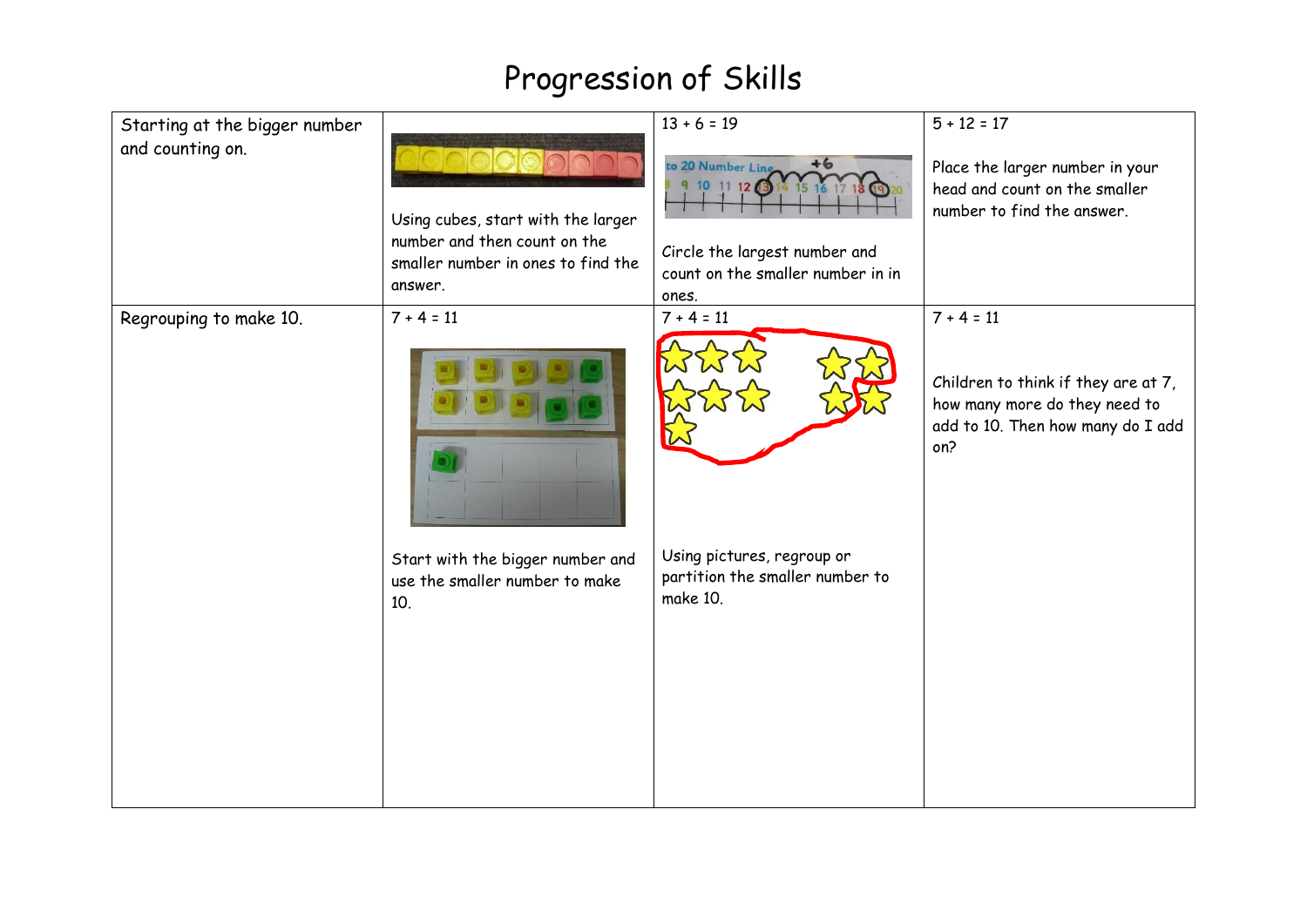# Progression of Skills

| | | | |
|---|---|---|---|
| Starting at the bigger number and counting on. | Using cubes, start with the larger number and then count on the smaller number in ones to find the answer. | 13 + 6 = 19<br><br>Circle the largest number and count on the smaller number in in ones. | 5 + 12 = 17<br><br>Place the larger number in your head and count on the smaller number to find the answer. |
| Regrouping to make 10. | 7 + 4 = 11<br><br>Start with the bigger number and use the smaller number to make 10. | 7 + 4 = 11<br><br>Using pictures, regroup or partition the smaller number to make 10. | 7 + 4 = 11<br><br>Children to think if they are at 7, how many more do they need to add to 10. Then how many do I add on? |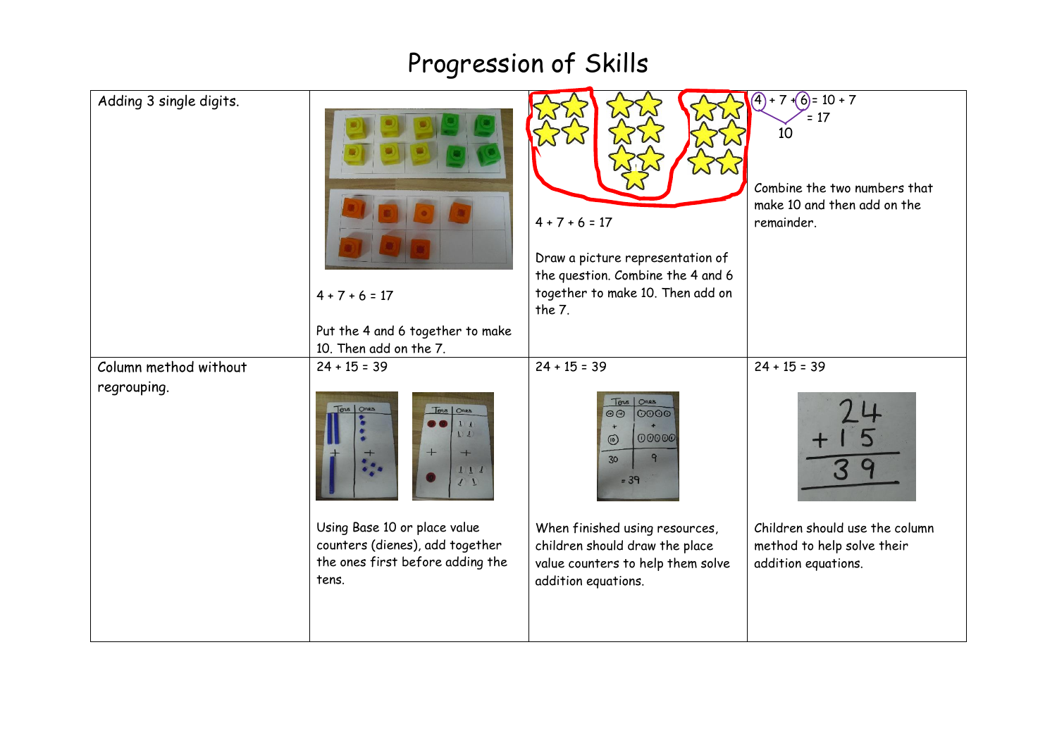# Progression of Skills

| | | | |
|---|---|---|---|
| Adding 3 single digits. | 4 + 7 + 6 = 17<br><br>Put the 4 and 6 together to make 10. Then add on the 7. | 4 + 7 + 6 = 17<br><br>Draw a picture representation of the question. Combine the 4 and 6 together to make 10. Then add on the 7. | 4 + 7 + 6 = 10 + 7<br>= 17<br>10<br><br>Combine the two numbers that make 10 and then add on the remainder. |
| Column method without regrouping. | 24 + 15 = 39<br><br>Using Base 10 or place value counters (dienes), add together the ones first before adding the tens. | 24 + 15 = 39<br><br>When finished using resources, children should draw the place value counters to help them solve addition equations. | 24 + 15 = 39<br><br>Children should use the column method to help solve their addition equations. |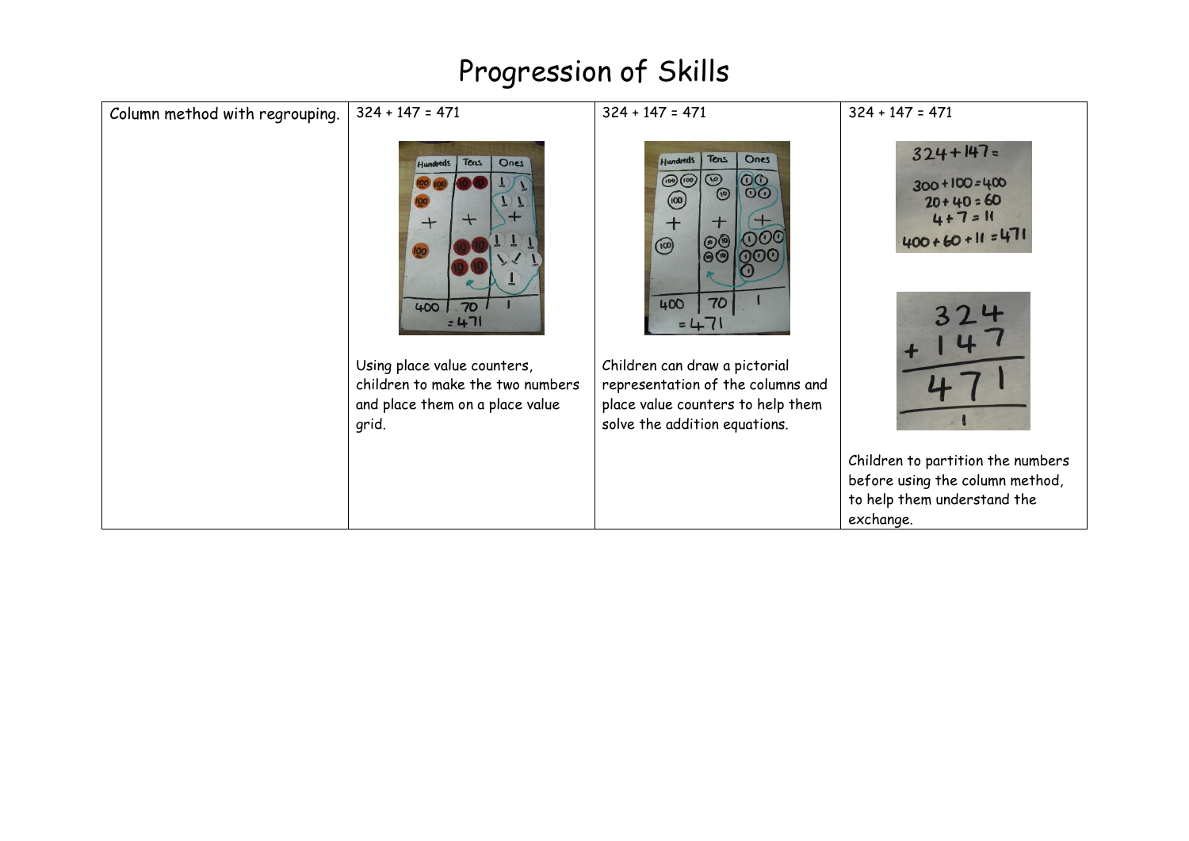# Progression of Skills

| Column method with regrouping. | 324 + 147 = 471 | 324 + 147 = 471 | 324 + 147 = 471 |
| --- | --- | --- | --- |
| | Using place value counters, children to make the two numbers and place them on a place value grid. | Children can draw a pictorial representation of the columns and place value counters to help them solve the addition equations. | Children to partition the numbers before using the column method, to help them understand the exchange. |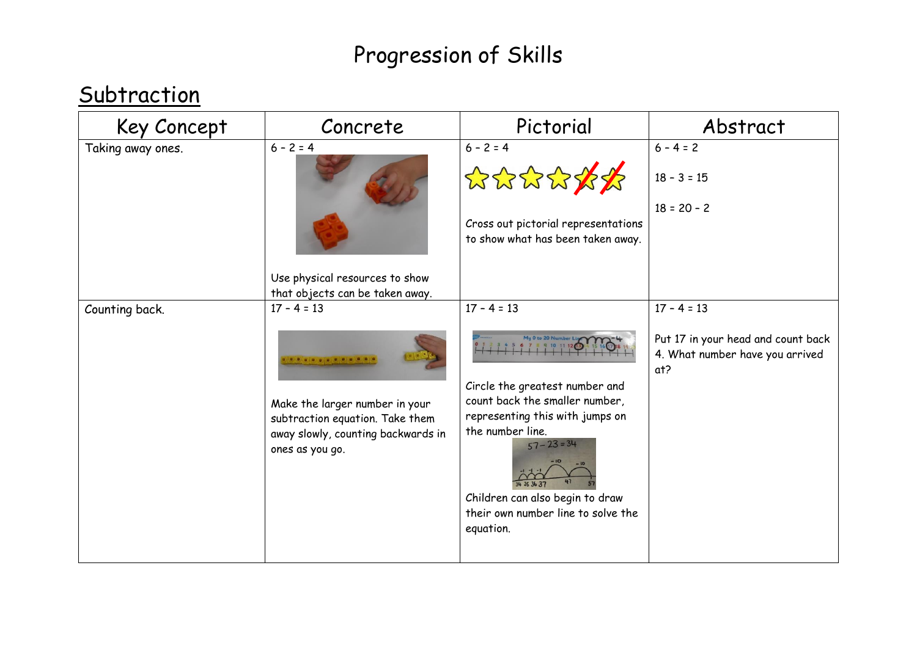# Progression of Skills

## Subtraction

| Key Concept | Concrete | Pictorial | Abstract |
|---|---|---|---|
| Taking away ones. | 6 – 2 = 4<br><br>Use physical resources to show that objects can be taken away. | 6 – 2 = 4<br><br>Cross out pictorial representations to show what has been taken away. | 6 – 4 = 2<br><br>18 – 3 = 15<br><br>18 = 20 – 2 |
| Counting back. | 17 – 4 = 13<br><br>Make the larger number in your subtraction equation. Take them away slowly, counting backwards in ones as you go. | 17 – 4 = 13<br><br>Circle the greatest number and count back the smaller number, representing this with jumps on the number line.<br><br>Children can also begin to draw their own number line to solve the equation. | 17 – 4 = 13<br><br>Put 17 in your head and count back 4. What number have you arrived at? |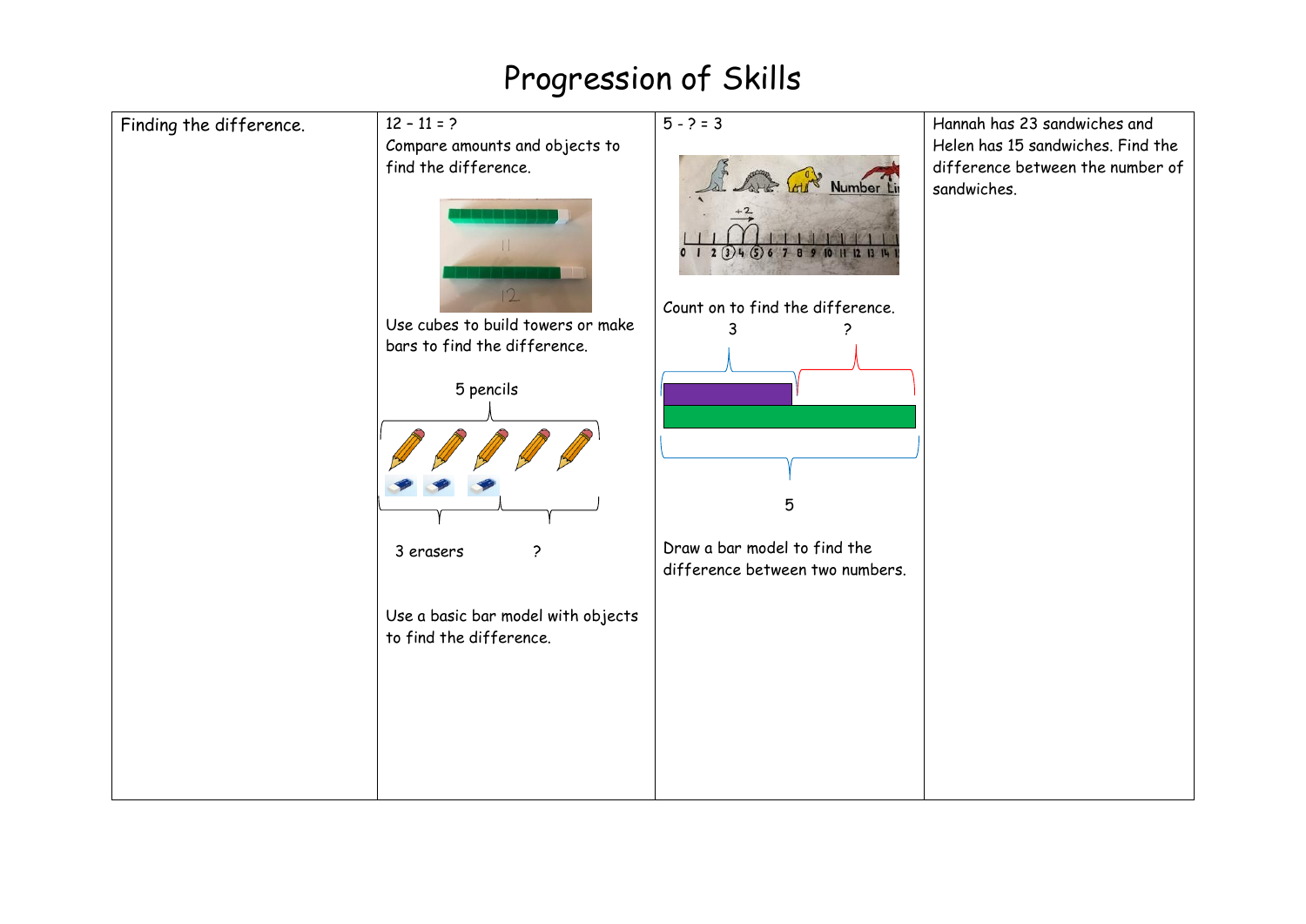# Progression of Skills

| Finding the difference. | 12 – 11 = ?<br>Compare amounts and objects to find the difference.<br><br>Use cubes to build towers or make bars to find the difference.<br><br>5 pencils<br><br>3 erasers ?<br><br>Use a basic bar model with objects to find the difference. | 5 - ? = 3<br><br>Count on to find the difference.<br><br>3 ?<br><br>5<br><br>Draw a bar model to find the difference between two numbers. | Hannah has 23 sandwiches and Helen has 15 sandwiches. Find the difference between the number of sandwiches. |
| --- | --- | --- | --- |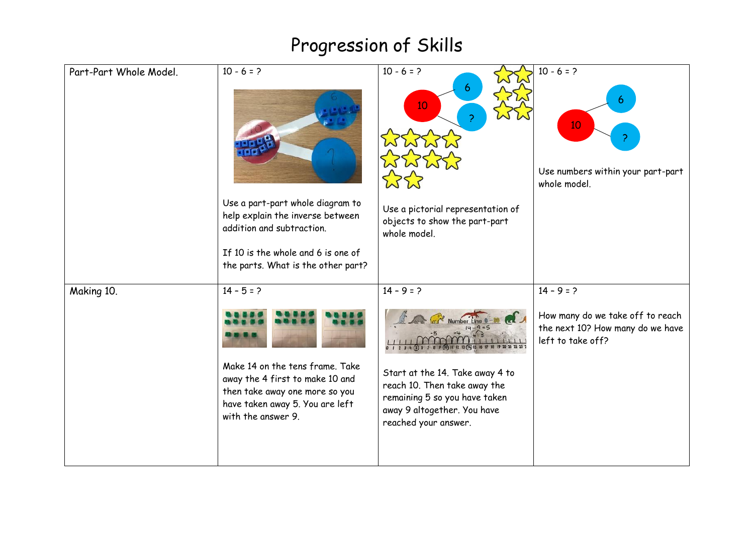# Progression of Skills

| | | | |
|---|---|---|---|
| Part-Part Whole Model. | 10 - 6 = ?<br><br>Use a part-part whole diagram to help explain the inverse between addition and subtraction.<br><br>If 10 is the whole and 6 is one of the parts. What is the other part? | 10 - 6 = ?<br><br>Use a pictorial representation of objects to show the part-part whole model. | 10 - 6 = ?<br><br>Use numbers within your part-part whole model. |
| Making 10. | 14 – 5 = ?<br><br>Make 14 on the tens frame. Take away the 4 first to make 10 and then take away one more so you have taken away 5. You are left with the answer 9. | 14 – 9 = ?<br><br>Start at the 14. Take away 4 to reach 10. Then take away the remaining 5 so you have taken away 9 altogether. You have reached your answer. | 14 – 9 = ?<br><br>How many do we take off to reach the next 10? How many do we have left to take off? |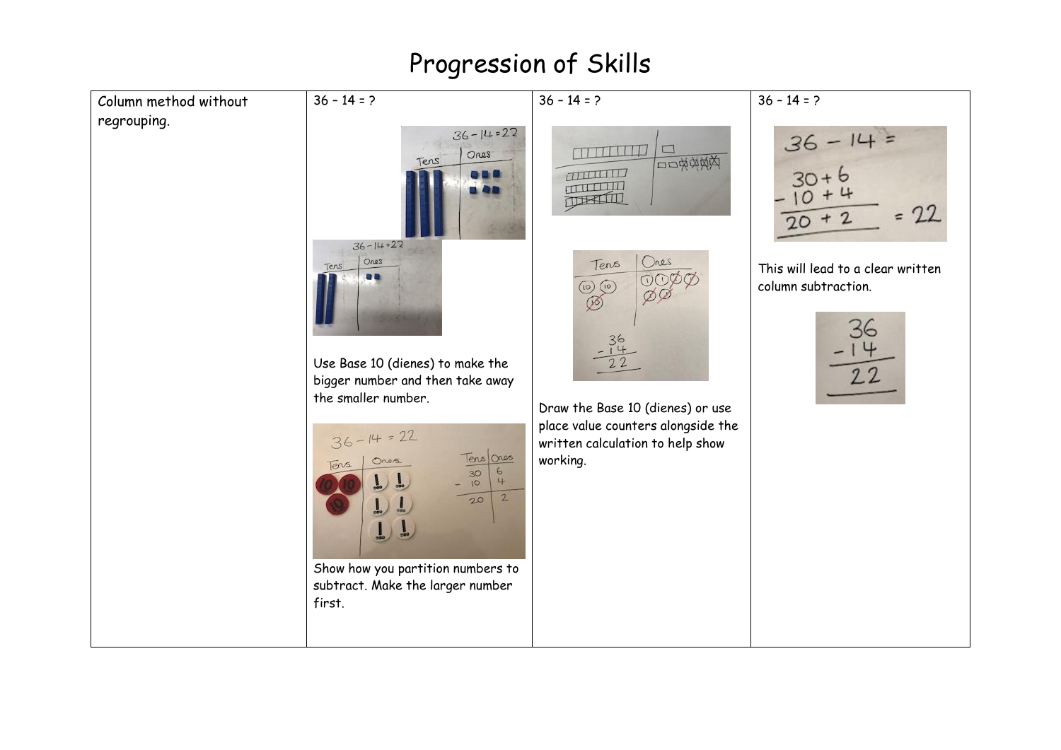# Progression of Skills

| Column method without regrouping. | 36 – 14 = ? | 36 – 14 = ? | 36 – 14 = ? |
|---|---|---|---|
| | Use Base 10 (dienes) to make the bigger number and then take away the smaller number.<br><br>Show how you partition numbers to subtract. Make the larger number first. | Draw the Base 10 (dienes) or use place value counters alongside the written calculation to help show working. | This will lead to a clear written column subtraction. |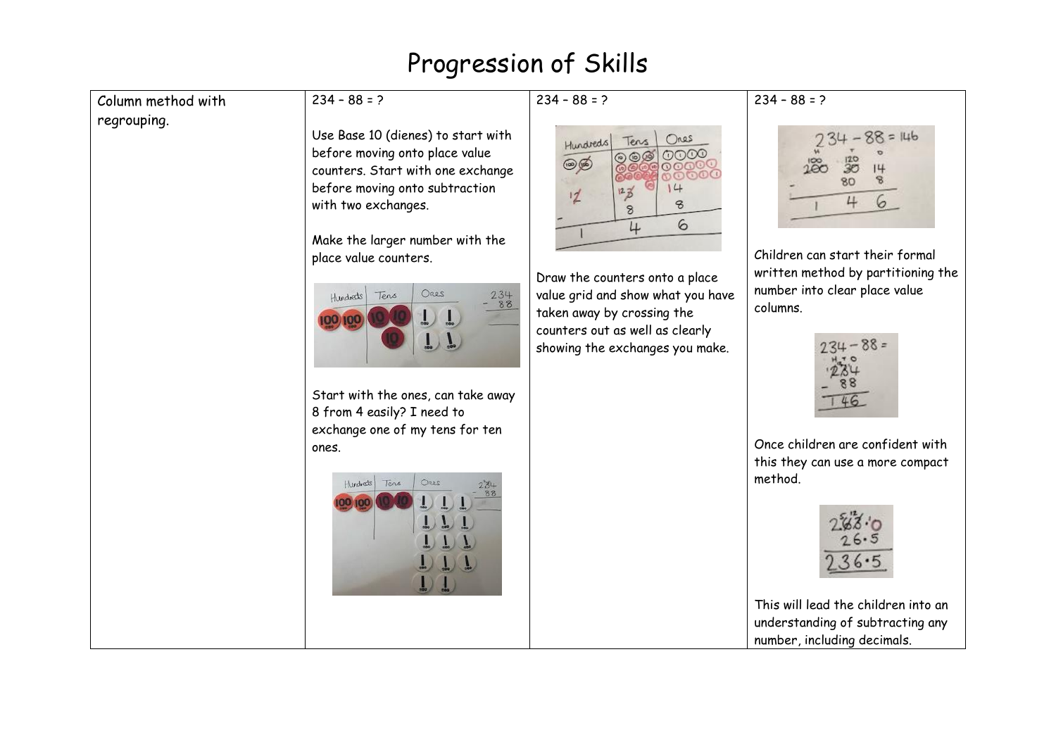# Progression of Skills

| Column method with regrouping. | 234 – 88 = ?<br><br>Use Base 10 (dienes) to start with before moving onto place value counters. Start with one exchange before moving onto subtraction with two exchanges.<br><br>Make the larger number with the place value counters.<br><br>Start with the ones, can take away 8 from 4 easily? I need to exchange one of my tens for ten ones. | 234 – 88 = ?<br><br>Draw the counters onto a place value grid and show what you have taken away by crossing the counters out as well as clearly showing the exchanges you make. | 234 – 88 = ?<br><br>Children can start their formal written method by partitioning the number into clear place value columns.<br><br>Once children are confident with this they can use a more compact method.<br><br>This will lead the children into an understanding of subtracting any number, including decimals. |
|---|---|---|---|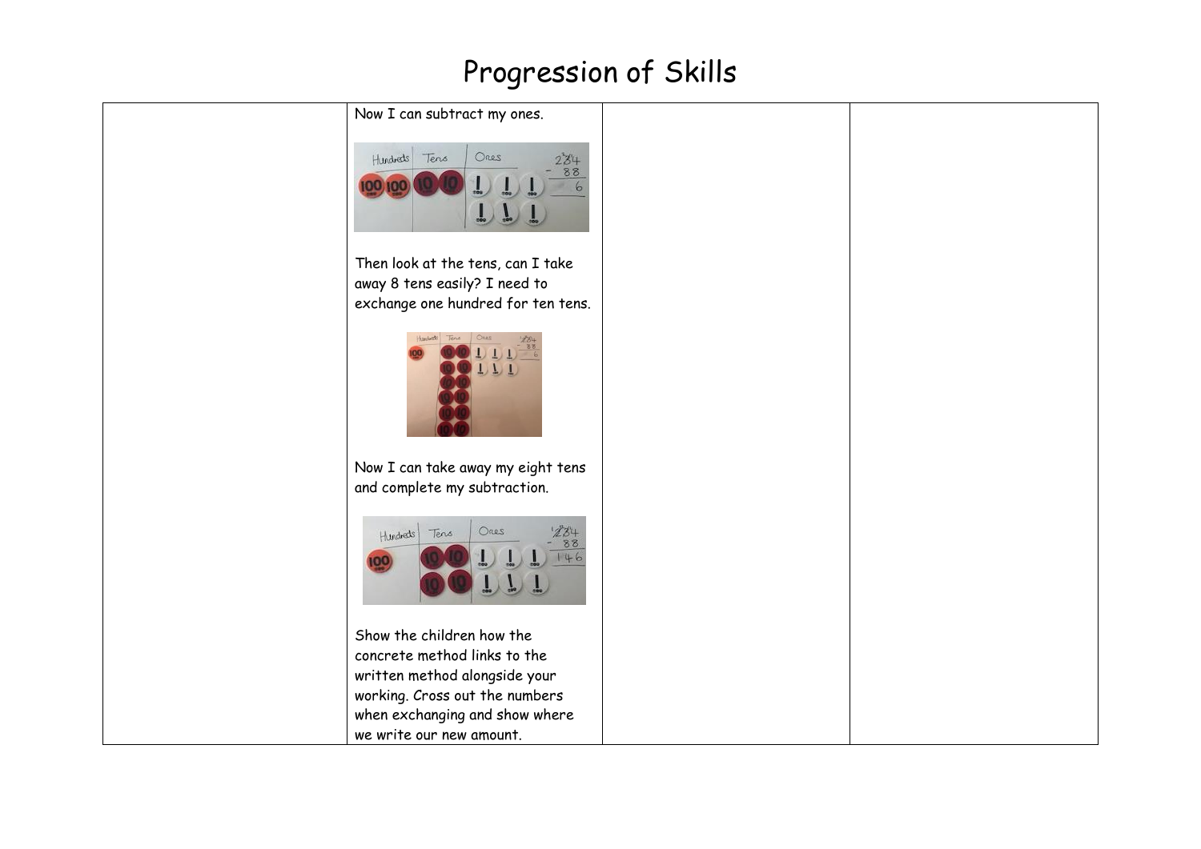# Progression of Skills

| | | | |
|---|---|---|---|
| | Now I can subtract my ones.<br><br>Then look at the tens, can I take away 8 tens easily? I need to exchange one hundred for ten tens.<br><br>Now I can take away my eight tens and complete my subtraction.<br><br>Show the children how the concrete method links to the written method alongside your working. Cross out the numbers when exchanging and show where we write our new amount. | | |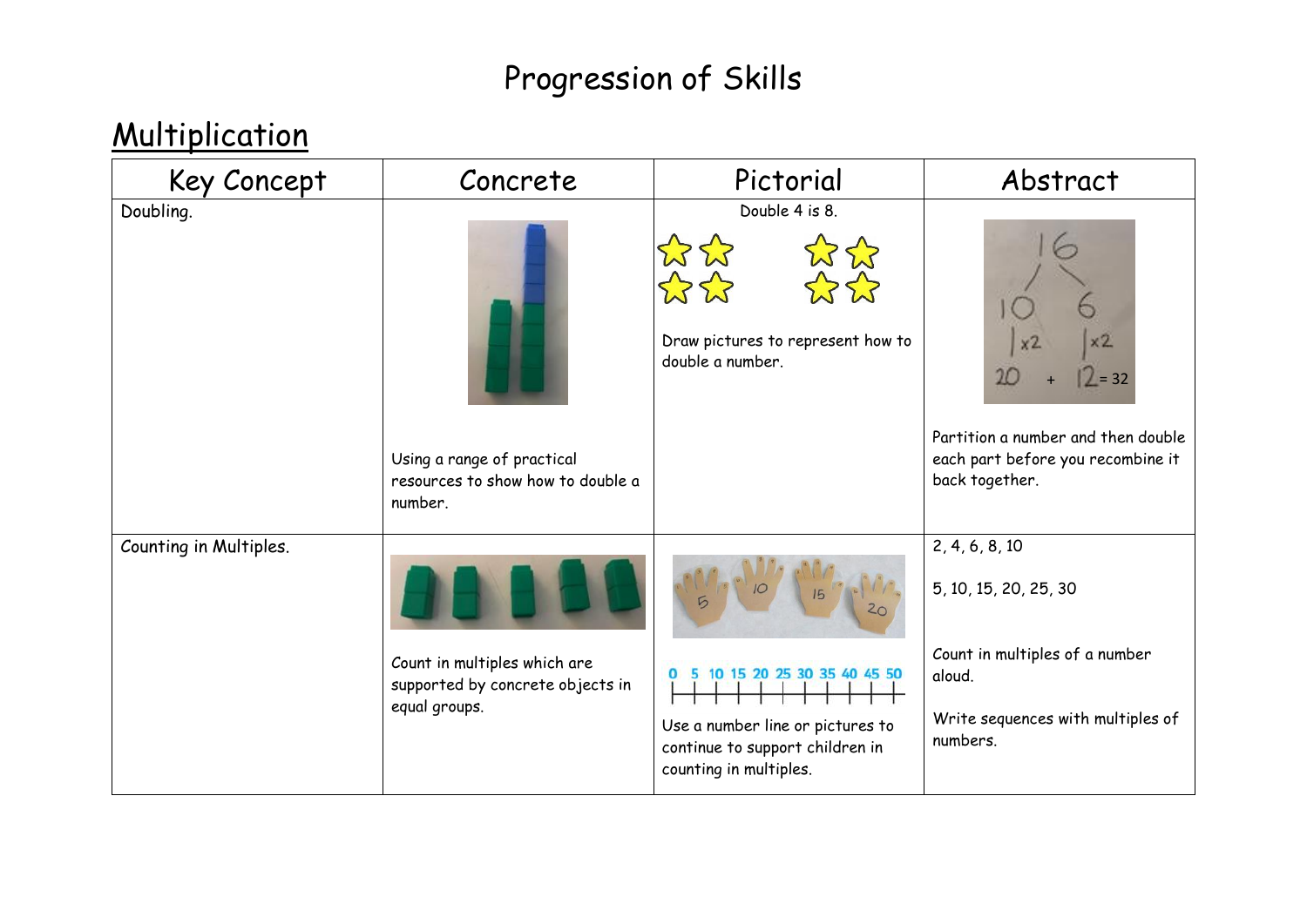# Progression of Skills

## Multiplication

| Key Concept | Concrete | Pictorial | Abstract |
|---|---|---|---|
| Doubling. | Using a range of practical resources to show how to double a number. | Double 4 is 8.<br><br>Draw pictures to represent how to double a number. | 16<br>10 6<br>x2 x2<br>20 + 12 = 32<br><br>Partition a number and then double each part before you recombine it back together. |
| Counting in Multiples. | Count in multiples which are supported by concrete objects in equal groups. | 5 10 15 20<br><br>0 5 10 15 20 25 30 35 40 45 50<br><br>Use a number line or pictures to continue to support children in counting in multiples. | 2, 4, 6, 8, 10<br><br>5, 10, 15, 20, 25, 30<br><br>Count in multiples of a number aloud.<br><br>Write sequences with multiples of numbers. |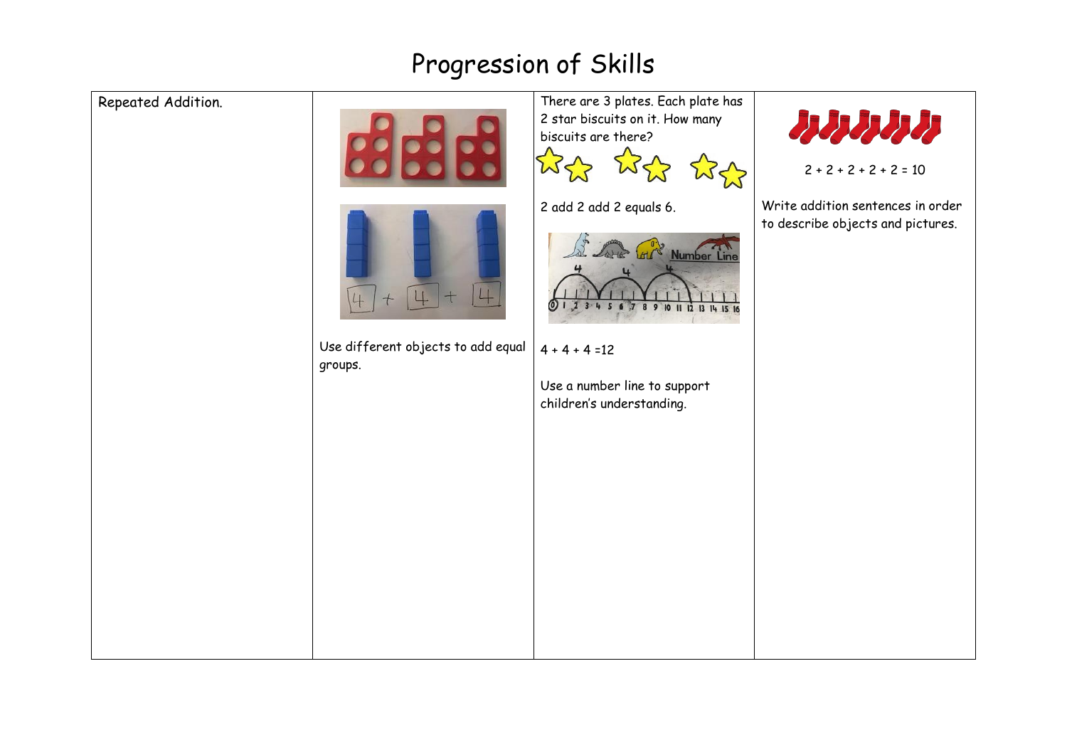# Progression of Skills

| Repeated Addition. | | | |
|---|---|---|---|
| Repeated Addition. | 4 + 4 + 4<br><br>Use different objects to add equal groups. | There are 3 plates. Each plate has 2 star biscuits on it. How many biscuits are there?<br><br>2 add 2 add 2 equals 6.<br><br>4 4 4<br>Number Line<br>0 1 2 3 4 5 6 7 8 9 10 11 12 13 14 15 16<br><br>$4 + 4 + 4 = 12$<br><br>Use a number line to support children's understanding. | $2 + 2 + 2 + 2 + 2 = 10$<br><br>Write addition sentences in order to describe objects and pictures. |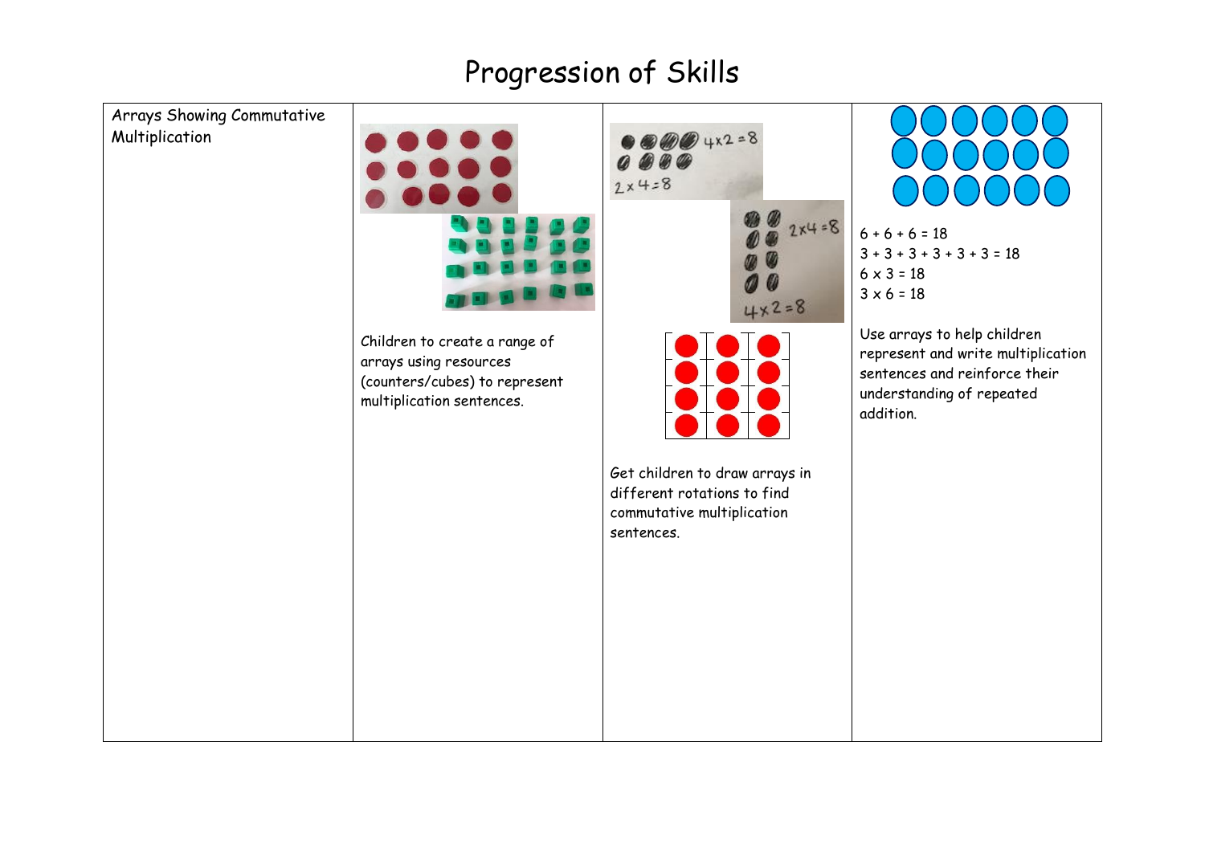# Progression of Skills

| Arrays Showing Commutative Multiplication | | | |
|---|---|---|---|
| | Children to create a range of arrays using resources (counters/cubes) to represent multiplication sentences. | Get children to draw arrays in different rotations to find commutative multiplication sentences. | 6 + 6 + 6 = 18<br>3 + 3 + 3 + 3 + 3 + 3 = 18<br>6 x 3 = 18<br>3 x 6 = 18<br><br>Use arrays to help children represent and write multiplication sentences and reinforce their understanding of repeated addition. |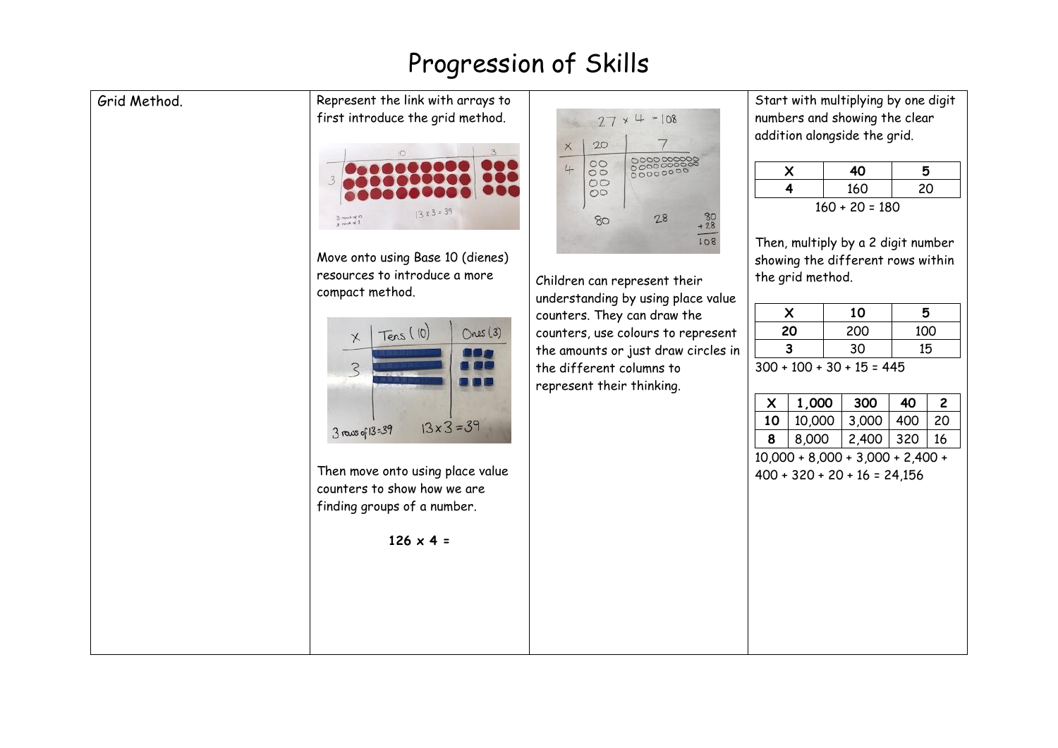# Progression of Skills

Grid Method.

Represent the link with arrays to first introduce the grid method.

Move onto using Base 10 (dienes) resources to introduce a more compact method.

Then move onto using place value counters to show how we are finding groups of a number.

**126 x 4 =**

Children can represent their understanding by using place value counters. They can draw the counters, use colours to represent the amounts or just draw circles in the different columns to represent their thinking.

Start with multiplying by one digit numbers and showing the clear addition alongside the grid.

| X | 40 | 5 |
|---|---|---|
| 4 | 160 | 20 |

160 + 20 = 180

Then, multiply by a 2 digit number showing the different rows within the grid method.

| X | 10 | 5 |
|---|---|---|
| 20 | 200 | 100 |
| 3 | 30 | 15 |

300 + 100 + 30 + 15 = 445

| X | 1,000 | 300 | 40 | 2 |
|---|---|---|---|---|
| 10 | 10,000 | 3,000 | 400 | 20 |
| 8 | 8,000 | 2,400 | 320 | 16 |

10,000 + 8,000 + 3,000 + 2,400 + 400 + 320 + 20 + 16 = 24,156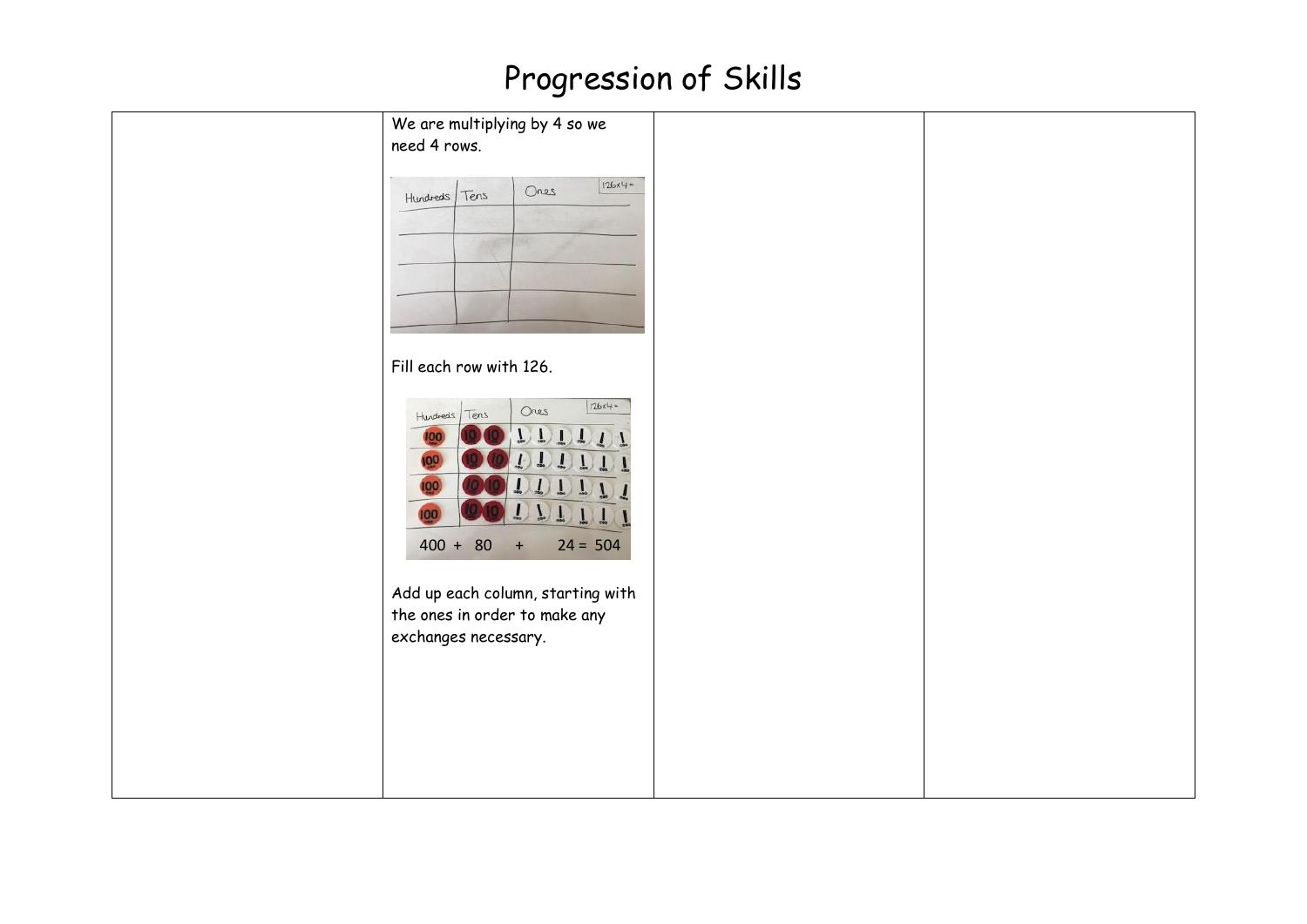# Progression of Skills

| | | | |
|---|---|---|---|
| | We are multiplying by 4 so we need 4 rows.<br><br>Fill each row with 126.<br><br>400 + 80 + 24 = 504<br><br>Add up each column, starting with the ones in order to make any exchanges necessary. | | |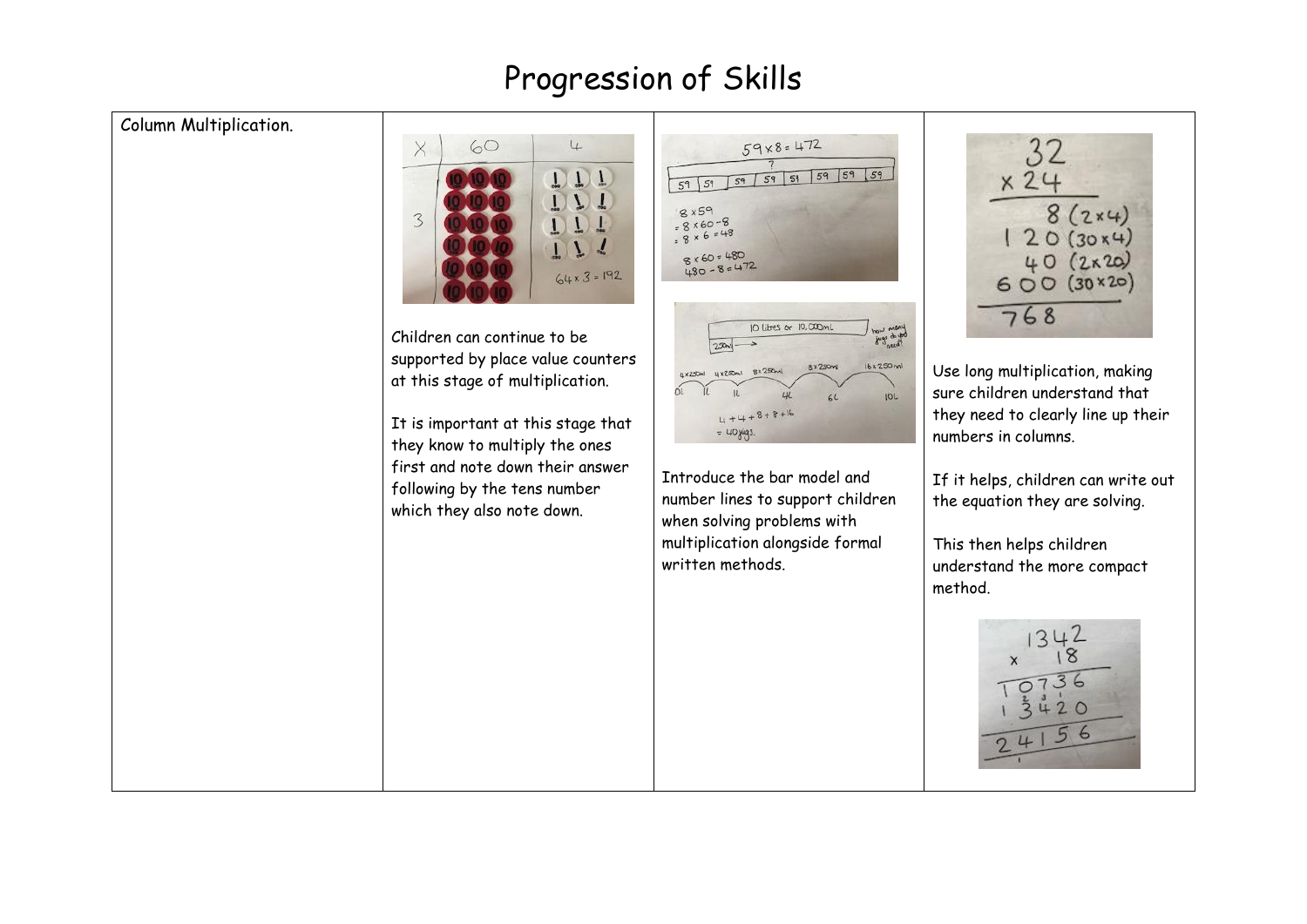# Progression of Skills

| Column Multiplication. | Children can continue to be supported by place value counters at this stage of multiplication.<br><br>It is important at this stage that they know to multiply the ones first and note down their answer following by the tens number which they also note down. | Introduce the bar model and number lines to support children when solving problems with multiplication alongside formal written methods. | Use long multiplication, making sure children understand that they need to clearly line up their numbers in columns.<br><br>If it helps, children can write out the equation they are solving.<br><br>This then helps children understand the more compact method. |
|---|---|---|---|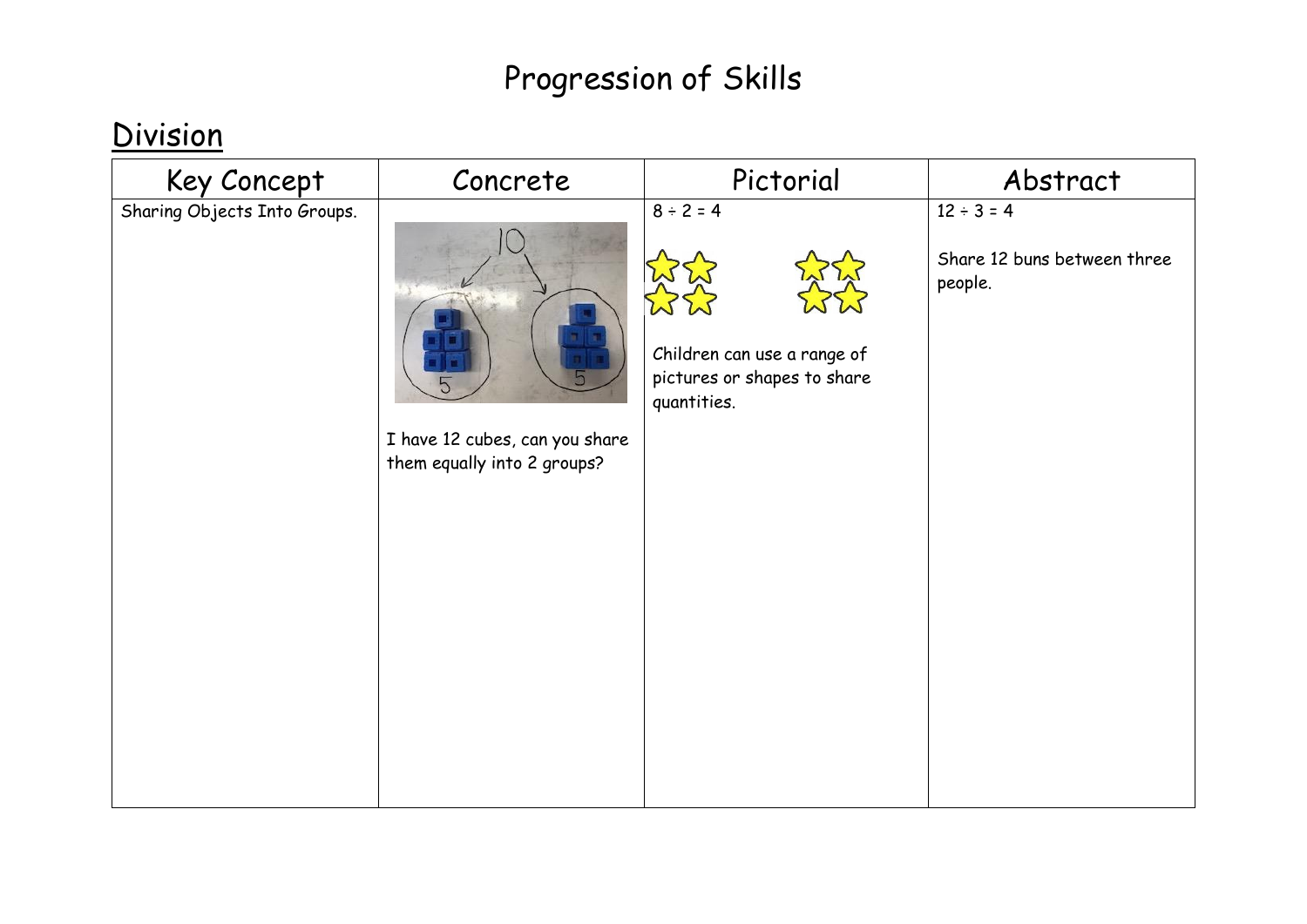# Progression of Skills

## Division

| Key Concept | Concrete | Pictorial | Abstract |
| --- | --- | --- | --- |
| Sharing Objects Into Groups. | I have 12 cubes, can you share them equally into 2 groups? | $8 \div 2 = 4$<br><br>Children can use a range of pictures or shapes to share quantities. | $12 \div 3 = 4$<br><br>Share 12 buns between three people. |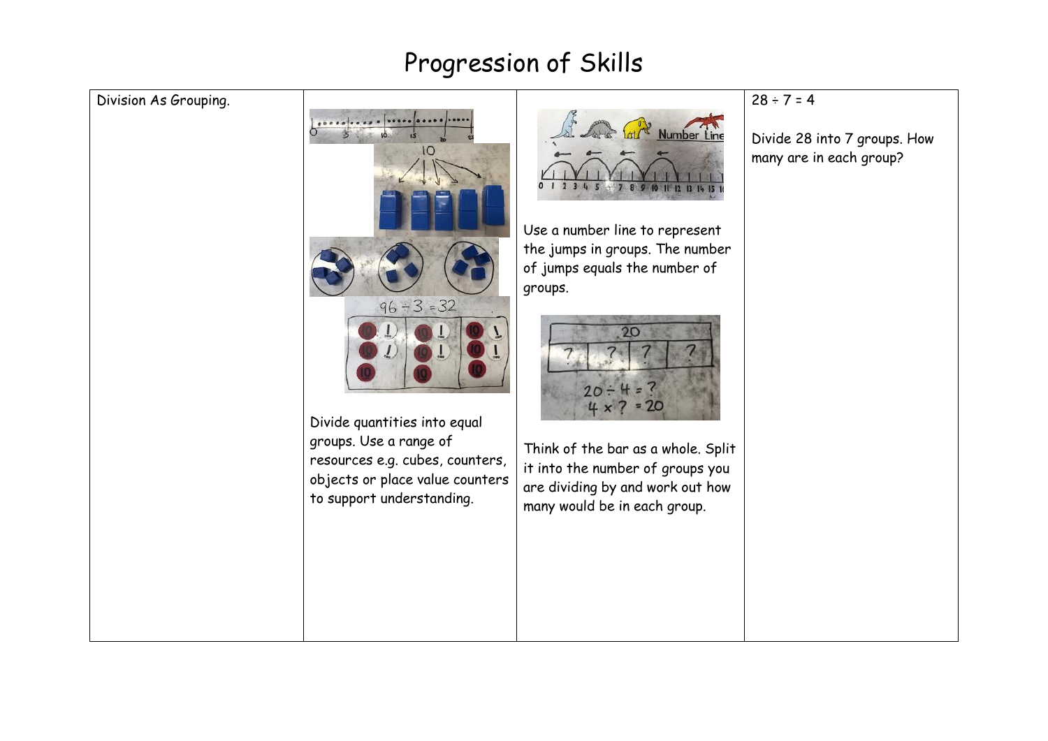# Progression of Skills

| | | | |
|---|---|---|---|
| Division As Grouping. | Divide quantities into equal groups. Use a range of resources e.g. cubes, counters, objects or place value counters to support understanding. | Use a number line to represent the jumps in groups. The number of jumps equals the number of groups.<br><br>Think of the bar as a whole. Split it into the number of groups you are dividing by and work out how many would be in each group. | 28 ÷ 7 = 4<br><br>Divide 28 into 7 groups. How many are in each group? |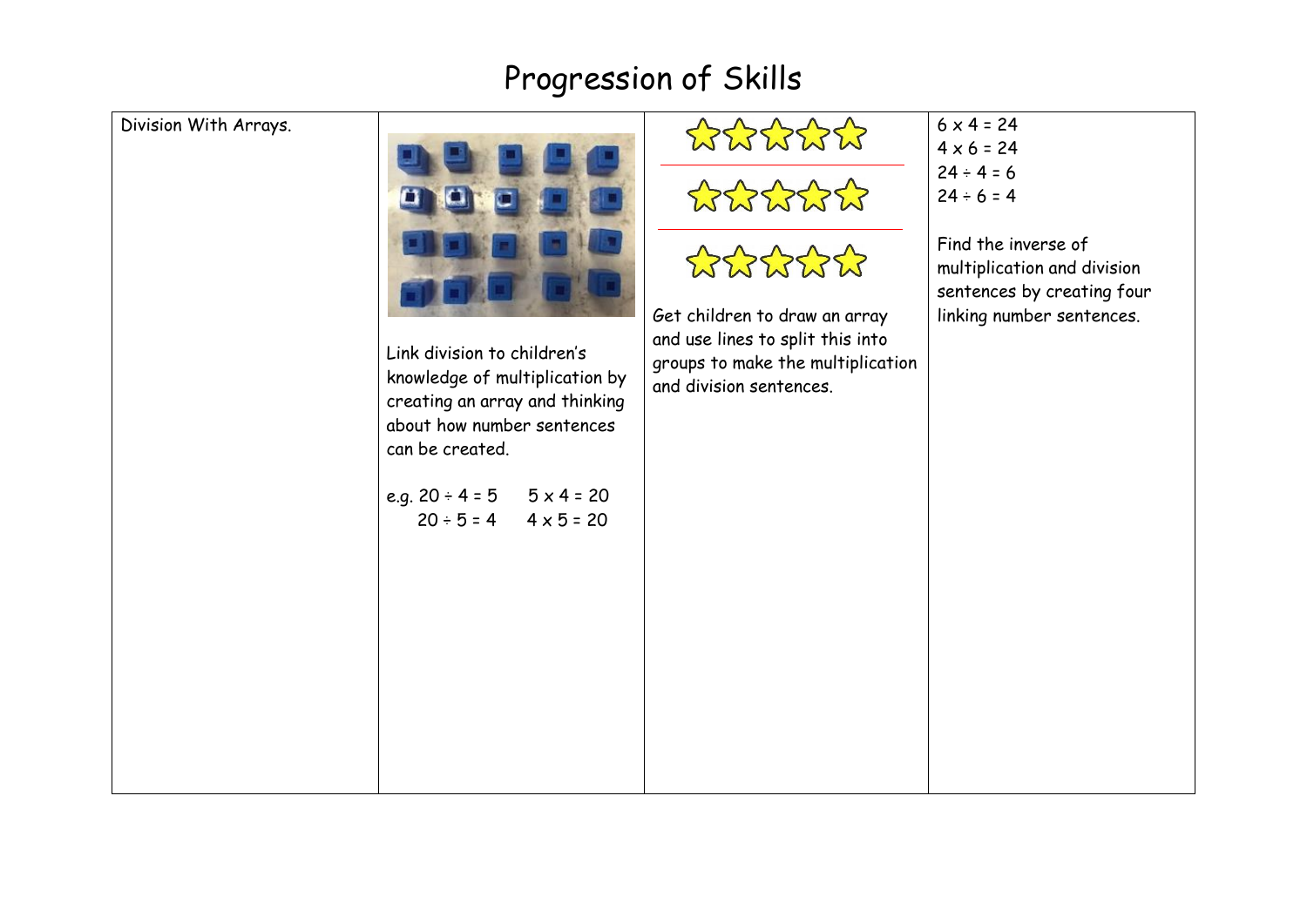# Progression of Skills

| Division With Arrays. | Link division to children's knowledge of multiplication by creating an array and thinking about how number sentences can be created.<br><br>e.g. 20 ÷ 4 = 5 &nbsp;&nbsp; 5 x 4 = 20<br>20 ÷ 5 = 4 &nbsp;&nbsp; 4 x 5 = 20 | Get children to draw an array and use lines to split this into groups to make the multiplication and division sentences. | 6 x 4 = 24<br>4 x 6 = 24<br>24 ÷ 4 = 6<br>24 ÷ 6 = 4<br><br>Find the inverse of multiplication and division sentences by creating four linking number sentences. |
|---|---|---|---|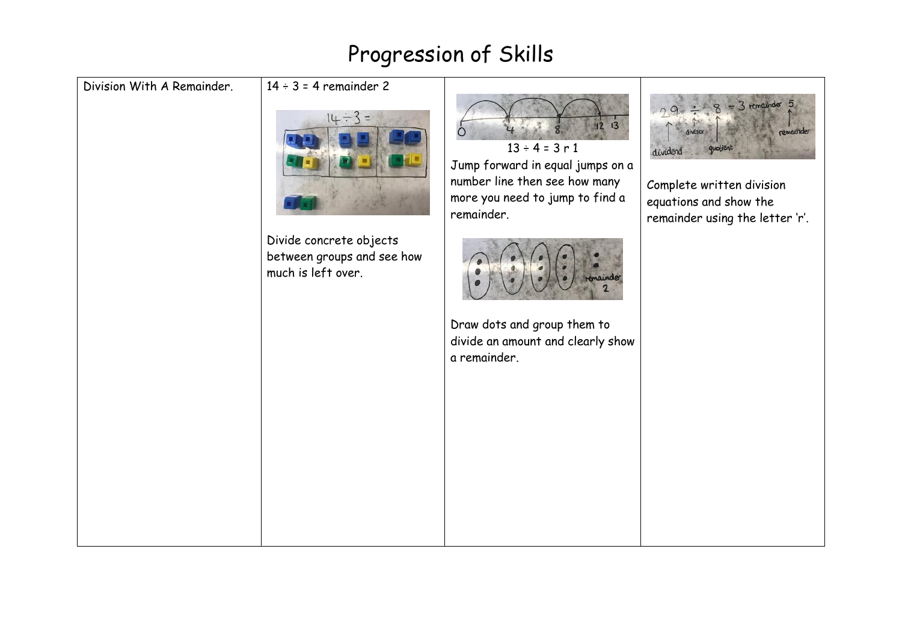# Progression of Skills

| Division With A Remainder. | 14 ÷ 3 = 4 remainder 2<br><br>Divide concrete objects between groups and see how much is left over. | 13 ÷ 4 = 3 r 1<br>Jump forward in equal jumps on a number line then see how many more you need to jump to find a remainder.<br><br>Draw dots and group them to divide an amount and clearly show a remainder. | Complete written division equations and show the remainder using the letter 'r'. |
|---|---|---|---|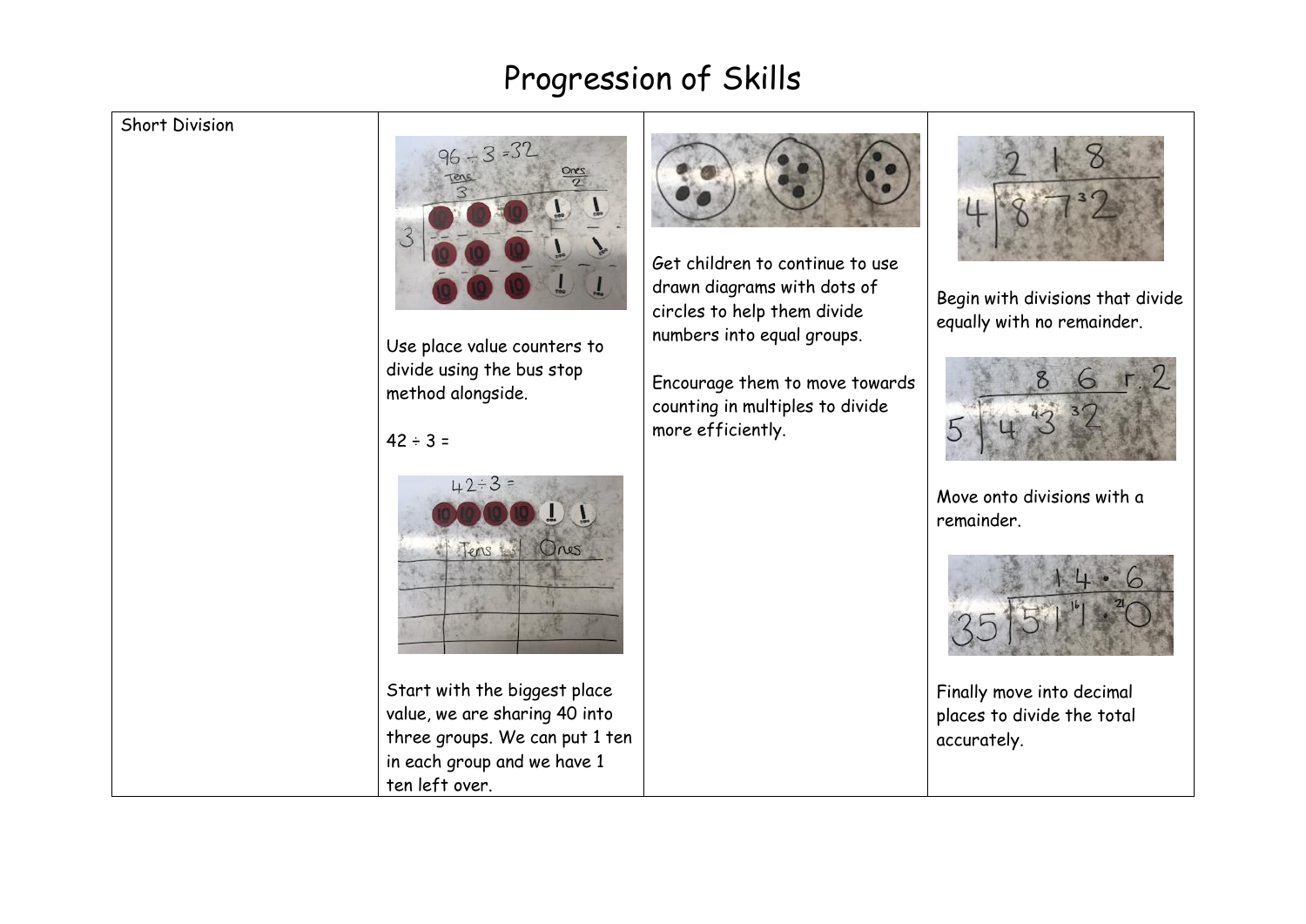# Progression of Skills

| Short Division | Use place value counters to divide using the bus stop method alongside.<br><br>42 ÷ 3 =<br><br>Start with the biggest place value, we are sharing 40 into three groups. We can put 1 ten in each group and we have 1 ten left over. | Get children to continue to use drawn diagrams with dots of circles to help them divide numbers into equal groups.<br><br>Encourage them to move towards counting in multiples to divide more efficiently. | Begin with divisions that divide equally with no remainder.<br><br>Move onto divisions with a remainder.<br><br>Finally move into decimal places to divide the total accurately. |
|---|---|---|---|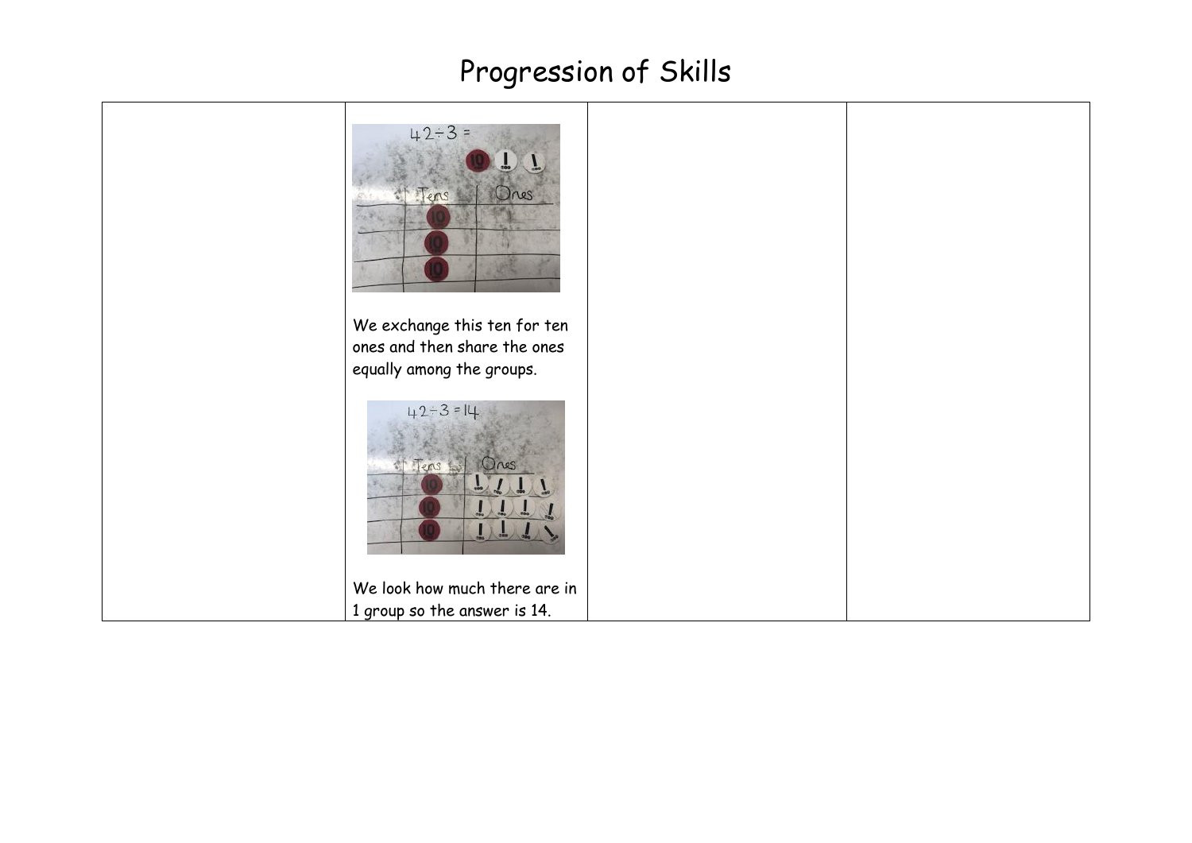# Progression of Skills

| | | | |
|---|---|---|---|
| | We exchange this ten for ten ones and then share the ones equally among the groups.<br><br>We look how much there are in 1 group so the answer is 14. | | |